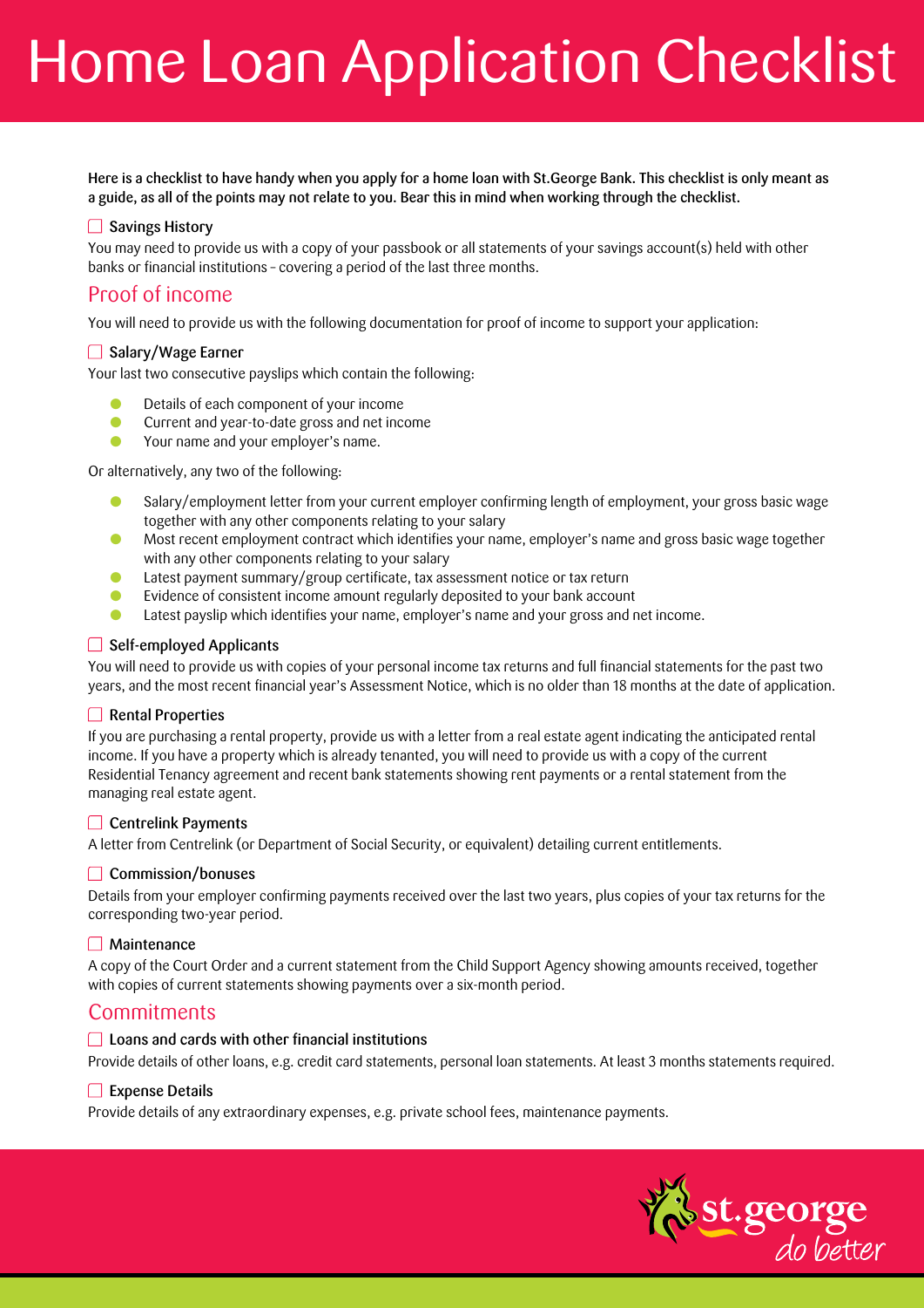# Home Loan Application Checklist

**Here is a checklist to have handy when you apply for a home loan with St.George Bank. This checklist is only meant as a guide, as all of the points may not relate to you. Bear this in mind when working through the checklist.**

☐ Savings History

You may need to provide us with a copy of your passbook or all statements of your savings account(s) held with other banks or financial institutions – covering a period of the last three months.

## Proof of income

You will need to provide us with the following documentation for proof of income to support your application:

☐ Salary/Wage Earner

Your last two consecutive payslips which contain the following:

- Details of each component of your income
- Current and year-to-date gross and net income
- Your name and your employer's name.

Or alternatively, any two of the following:

- Salary/employment letter from your current employer confirming length of employment, your gross basic wage together with any other components relating to your salary
- Most recent employment contract which identifies your name, employer's name and gross basic wage together with any other components relating to your salary
- Latest payment summary/group certificate, tax assessment notice or tax return
- Evidence of consistent income amount regularly deposited to your bank account
- Latest payslip which identifies your name, employer's name and your gross and net income.

☐ Self-employed Applicants

You will need to provide us with copies of your personal income tax returns and full financial statements for the past two years, and the most recent financial year's Assessment Notice, which is no older than 18 months at the date of application.

☐ Rental Properties

If you are purchasing a rental property, provide us with a letter from a real estate agent indicating the anticipated rental income. If you have a property which is already tenanted, you will need to provide us with a copy of the current Residential Tenancy agreement and recent bank statements showing rent payments or a rental statement from the managing real estate agent.

☐ Centrelink Payments

A letter from Centrelink (or Department of Social Security, or equivalent) detailing current entitlements.

☐ Commission/bonuses

Details from your employer confirming payments received over the last two years, plus copies of your tax returns for the corresponding two-year period.

☐ Maintenance

A copy of the Court Order and a current statement from the Child Support Agency showing amounts received, together with copies of current statements showing payments over a six-month period.

## Commitments

☐ Loans and cards with other financial institutions

Provide details of other loans, e.g. credit card statements, personal loan statements. At least 3 months statements required.

☐ Expense Details

Provide details of any extraordinary expenses, e.g. private school fees, maintenance payments.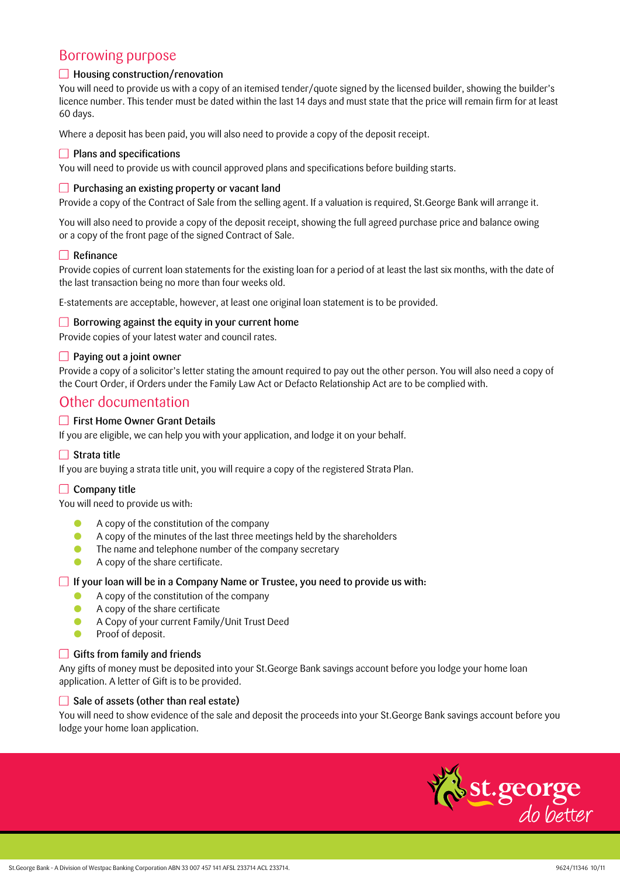## Borrowing purpose

- [ ] **Housing construction/renovation**

You will need to provide us with a copy of an itemised tender/quote signed by the licensed builder, showing the builder's licence number. This tender must be dated within the last 14 days and must state that the price will remain firm for at least 60 days.

Where a deposit has been paid, you will also need to provide a copy of the deposit receipt.

- [ ] **Plans and specifications**

You will need to provide us with council approved plans and specifications before building starts.

- [ ] **Purchasing an existing property or vacant land**

Provide a copy of the Contract of Sale from the selling agent. If a valuation is required, St.George Bank will arrange it.

You will also need to provide a copy of the deposit receipt, showing the full agreed purchase price and balance owing or a copy of the front page of the signed Contract of Sale.

- [ ] **Refinance**

Provide copies of current loan statements for the existing loan for a period of at least the last six months, with the date of the last transaction being no more than four weeks old.

E-statements are acceptable, however, at least one original loan statement is to be provided.

- [ ] **Borrowing against the equity in your current home**

Provide copies of your latest water and council rates.

- [ ] **Paying out a joint owner**

Provide a copy of a solicitor's letter stating the amount required to pay out the other person. You will also need a copy of the Court Order, if Orders under the Family Law Act or Defacto Relationship Act are to be complied with.

## Other documentation

- [ ] **First Home Owner Grant Details**

If you are eligible, we can help you with your application, and lodge it on your behalf.

- [ ] **Strata title**

If you are buying a strata title unit, you will require a copy of the registered Strata Plan.

- [ ] **Company title**

You will need to provide us with:

- A copy of the constitution of the company
- A copy of the minutes of the last three meetings held by the shareholders
- The name and telephone number of the company secretary
- A copy of the share certificate.

- [ ] **If your loan will be in a Company Name or Trustee, you need to provide us with:**

- A copy of the constitution of the company
- A copy of the share certificate
- A Copy of your current Family/Unit Trust Deed
- Proof of deposit.

- [ ] **Gifts from family and friends**

Any gifts of money must be deposited into your St.George Bank savings account before you lodge your home loan application. A letter of Gift is to be provided.

- [ ] **Sale of assets (other than real estate)**

You will need to show evidence of the sale and deposit the proceeds into your St.George Bank savings account before you lodge your home loan application.

st.george do better

St.George Bank – A Division of Westpac Banking Corporation ABN 33 007 457 141 AFSL 233714 ACL 233714.

9624/11346 10/11